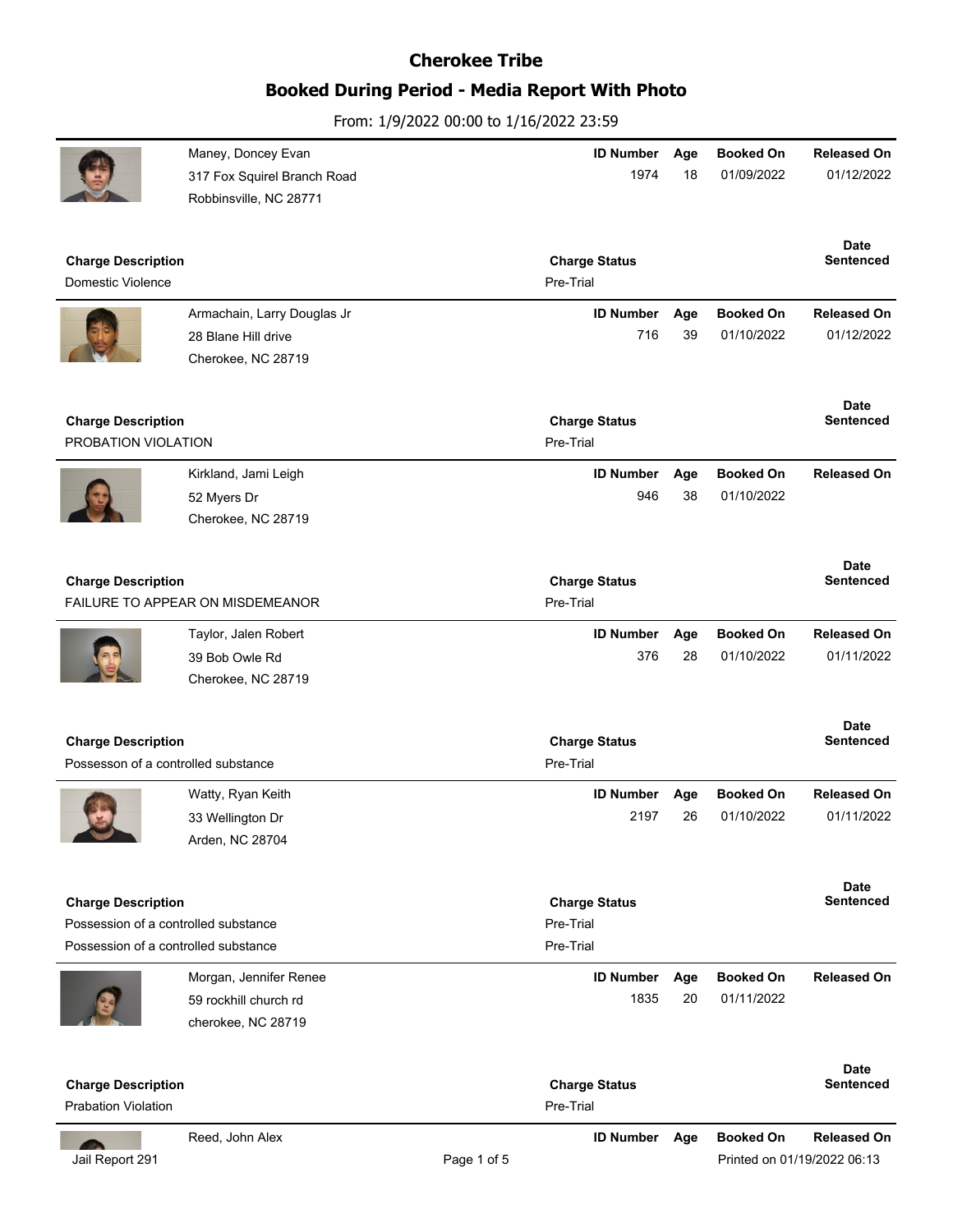# Cherokee Tribe

## Booked During Period - Media Report With Photo

From: 1/9/2022 00:00 to 1/16/2022 23:59

| Name / Address | ID Number | Age | Booked On | Released On |
|---|---|---|---|---|
| Maney, Doncey Evan<br>317 Fox Squirel Branch Road<br>Robbinsville, NC 28771 | 1974 | 18 | 01/09/2022 | 01/12/2022 |

| Charge Description | Charge Status | Date Sentenced |
|---|---|---|
| Domestic Violence | Pre-Trial | |

| Name / Address | ID Number | Age | Booked On | Released On |
|---|---|---|---|---|
| Armachain, Larry Douglas Jr<br>28 Blane Hill drive<br>Cherokee, NC 28719 | 716 | 39 | 01/10/2022 | 01/12/2022 |

| Charge Description | Charge Status | Date Sentenced |
|---|---|---|
| PROBATION VIOLATION | Pre-Trial | |

| Name / Address | ID Number | Age | Booked On | Released On |
|---|---|---|---|---|
| Kirkland, Jami Leigh<br>52 Myers Dr<br>Cherokee, NC 28719 | 946 | 38 | 01/10/2022 | |

| Charge Description | Charge Status | Date Sentenced |
|---|---|---|
| FAILURE TO APPEAR ON MISDEMEANOR | Pre-Trial | |

| Name / Address | ID Number | Age | Booked On | Released On |
|---|---|---|---|---|
| Taylor, Jalen Robert<br>39 Bob Owle Rd<br>Cherokee, NC 28719 | 376 | 28 | 01/10/2022 | 01/11/2022 |

| Charge Description | Charge Status | Date Sentenced |
|---|---|---|
| Possesson of a controlled substance | Pre-Trial | |

| Name / Address | ID Number | Age | Booked On | Released On |
|---|---|---|---|---|
| Watty, Ryan Keith<br>33 Wellington Dr<br>Arden, NC 28704 | 2197 | 26 | 01/10/2022 | 01/11/2022 |

| Charge Description | Charge Status | Date Sentenced |
|---|---|---|
| Possession of a controlled substance | Pre-Trial | |
| Possession of a controlled substance | Pre-Trial | |

| Name / Address | ID Number | Age | Booked On | Released On |
|---|---|---|---|---|
| Morgan, Jennifer Renee<br>59 rockhill church rd<br>cherokee, NC 28719 | 1835 | 20 | 01/11/2022 | |

| Charge Description | Charge Status | Date Sentenced |
|---|---|---|
| Prabation Violation | Pre-Trial | |

| Name / Address | ID Number | Age | Booked On | Released On |
|---|---|---|---|---|
| Reed, John Alex | | | | |

Jail Report 291

Printed on 01/19/2022 06:13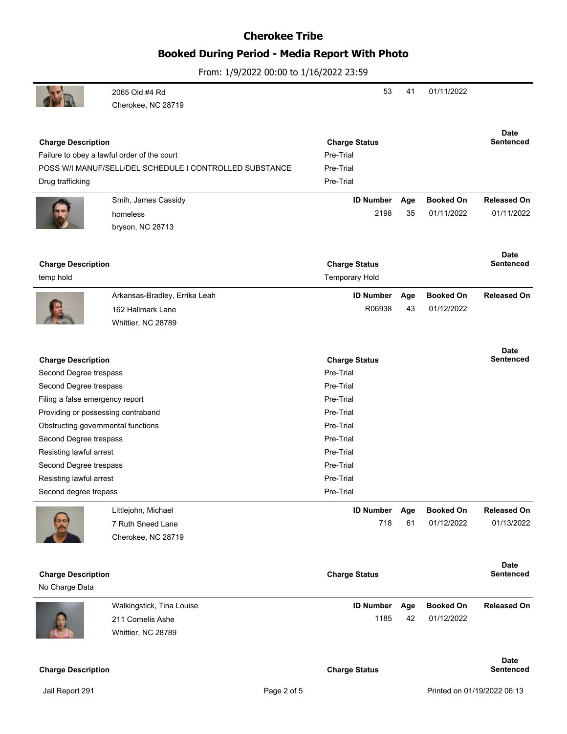# Cherokee Tribe

## Booked During Period - Media Report With Photo

From: 1/9/2022 00:00 to 1/16/2022 23:59

2065 Old #4 Rd
Cherokee, NC 28719

| ID Number | Age | Booked On | Released On |
|---|---|---|---|
| 53 | 41 | 01/11/2022 | |

| Charge Description | Charge Status | Date Sentenced |
|---|---|---|
| Failure to obey a lawful order of the court | Pre-Trial | |
| POSS W/I MANUF/SELL/DEL SCHEDULE I CONTROLLED SUBSTANCE | Pre-Trial | |
| Drug trafficking | Pre-Trial | |

---

Smih, James Cassidy
homeless
bryson, NC 28713

| ID Number | Age | Booked On | Released On |
|---|---|---|---|
| 2198 | 35 | 01/11/2022 | 01/11/2022 |

| Charge Description | Charge Status | Date Sentenced |
|---|---|---|
| temp hold | Temporary Hold | |

---

Arkansas-Bradley, Errika Leah
162 Hallmark Lane
Whittier, NC 28789

| ID Number | Age | Booked On | Released On |
|---|---|---|---|
| R06938 | 43 | 01/12/2022 | |

| Charge Description | Charge Status | Date Sentenced |
|---|---|---|
| Second Degree trespass | Pre-Trial | |
| Second Degree trespass | Pre-Trial | |
| Filing a false emergency report | Pre-Trial | |
| Providing or possessing contraband | Pre-Trial | |
| Obstructing governmental functions | Pre-Trial | |
| Second Degree trespass | Pre-Trial | |
| Resisting lawful arrest | Pre-Trial | |
| Second Degree trespass | Pre-Trial | |
| Resisting lawful arrest | Pre-Trial | |
| Second degree trepass | Pre-Trial | |

---

Littlejohn, Michael
7 Ruth Sneed Lane
Cherokee, NC 28719

| ID Number | Age | Booked On | Released On |
|---|---|---|---|
| 718 | 61 | 01/12/2022 | 01/13/2022 |

| Charge Description | Charge Status | Date Sentenced |
|---|---|---|
| No Charge Data | | |

---

Walkingstick, Tina Louise
211 Cornelis Ashe
Whittier, NC 28789

| ID Number | Age | Booked On | Released On |
|---|---|---|---|
| 1185 | 42 | 01/12/2022 | |

| Charge Description | Charge Status | Date Sentenced |
|---|---|---|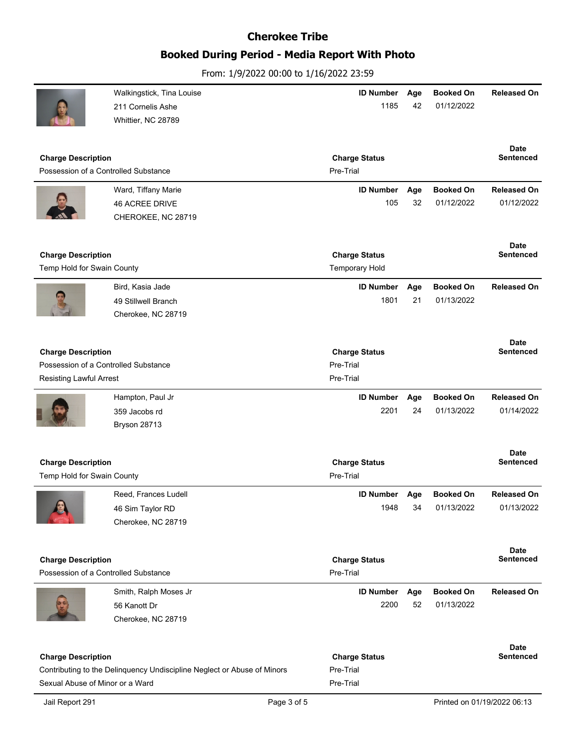# Cherokee Tribe

## Booked During Period - Media Report With Photo

From: 1/9/2022 00:00 to 1/16/2022 23:59

Walkingstick, Tina Louise
211 Cornelis Ashe
Whittier, NC 28789

| ID Number | Age | Booked On | Released On |
|---|---|---|---|
| 1185 | 42 | 01/12/2022 | |

| Charge Description | Charge Status | Date Sentenced |
|---|---|---|
| Possession of a Controlled Substance | Pre-Trial | |

---

Ward, Tiffany Marie
46 ACREE DRIVE
CHEROKEE, NC 28719

| ID Number | Age | Booked On | Released On |
|---|---|---|---|
| 105 | 32 | 01/12/2022 | 01/12/2022 |

| Charge Description | Charge Status | Date Sentenced |
|---|---|---|
| Temp Hold for Swain County | Temporary Hold | |

---

Bird, Kasia Jade
49 Stillwell Branch
Cherokee, NC 28719

| ID Number | Age | Booked On | Released On |
|---|---|---|---|
| 1801 | 21 | 01/13/2022 | |

| Charge Description | Charge Status | Date Sentenced |
|---|---|---|
| Possession of a Controlled Substance | Pre-Trial | |
| Resisting Lawful Arrest | Pre-Trial | |

---

Hampton, Paul Jr
359 Jacobs rd
Bryson 28713

| ID Number | Age | Booked On | Released On |
|---|---|---|---|
| 2201 | 24 | 01/13/2022 | 01/14/2022 |

| Charge Description | Charge Status | Date Sentenced |
|---|---|---|
| Temp Hold for Swain County | Pre-Trial | |

---

Reed, Frances Ludell
46 Sim Taylor RD
Cherokee, NC 28719

| ID Number | Age | Booked On | Released On |
|---|---|---|---|
| 1948 | 34 | 01/13/2022 | 01/13/2022 |

| Charge Description | Charge Status | Date Sentenced |
|---|---|---|
| Possession of a Controlled Substance | Pre-Trial | |

---

Smith, Ralph Moses Jr
56 Kanott Dr
Cherokee, NC 28719

| ID Number | Age | Booked On | Released On |
|---|---|---|---|
| 2200 | 52 | 01/13/2022 | |

| Charge Description | Charge Status | Date Sentenced |
|---|---|---|
| Contributing to the Delinquency Undiscipline Neglect or Abuse of Minors | Pre-Trial | |
| Sexual Abuse of Minor or a Ward | Pre-Trial | |

Jail Report 291 | Printed on 01/19/2022 06:13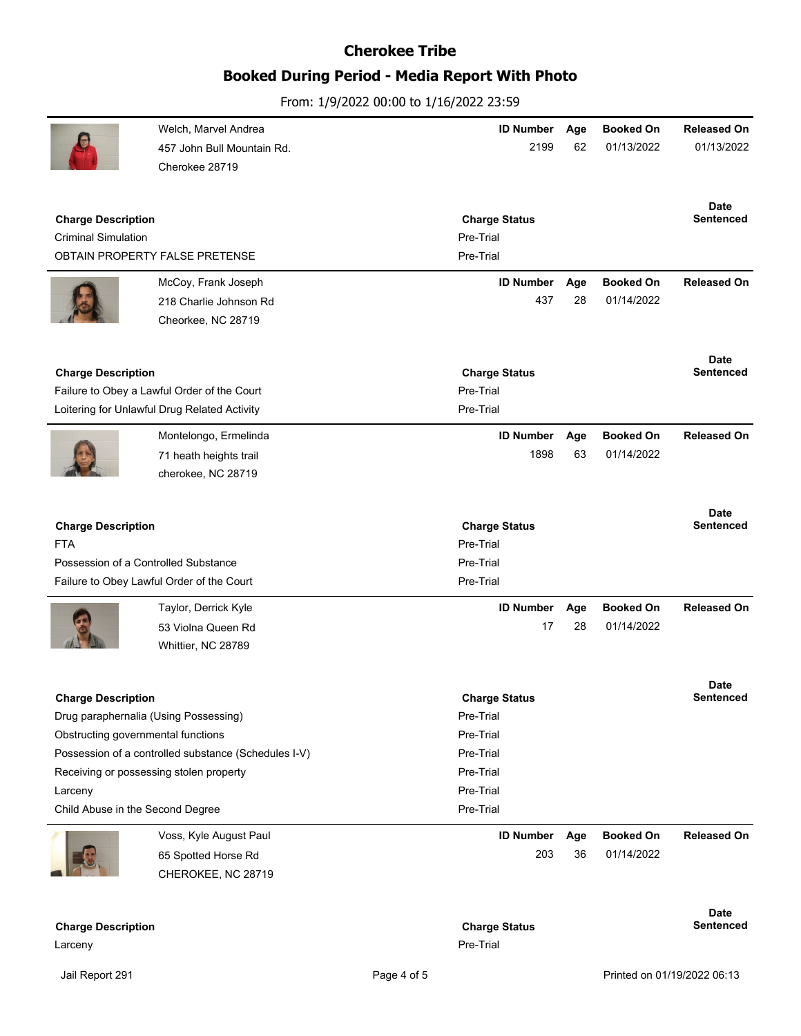# Cherokee Tribe

## Booked During Period - Media Report With Photo

From: 1/9/2022 00:00 to 1/16/2022 23:59

Welch, Marvel Andrea
457 John Bull Mountain Rd.
Cherokee 28719

| ID Number | Age | Booked On | Released On |
|---|---|---|---|
| 2199 | 62 | 01/13/2022 | 01/13/2022 |

| Charge Description | Charge Status | Date Sentenced |
|---|---|---|
| Criminal Simulation | Pre-Trial | |
| OBTAIN PROPERTY FALSE PRETENSE | Pre-Trial | |

---

McCoy, Frank Joseph
218 Charlie Johnson Rd
Cheorkee, NC 28719

| ID Number | Age | Booked On | Released On |
|---|---|---|---|
| 437 | 28 | 01/14/2022 | |

| Charge Description | Charge Status | Date Sentenced |
|---|---|---|
| Failure to Obey a Lawful Order of the Court | Pre-Trial | |
| Loitering for Unlawful Drug Related Activity | Pre-Trial | |

---

Montelongo, Ermelinda
71 heath heights trail
cherokee, NC 28719

| ID Number | Age | Booked On | Released On |
|---|---|---|---|
| 1898 | 63 | 01/14/2022 | |

| Charge Description | Charge Status | Date Sentenced |
|---|---|---|
| FTA | Pre-Trial | |
| Possession of a Controlled Substance | Pre-Trial | |
| Failure to Obey Lawful Order of the Court | Pre-Trial | |

---

Taylor, Derrick Kyle
53 Violna Queen Rd
Whittier, NC 28789

| ID Number | Age | Booked On | Released On |
|---|---|---|---|
| 17 | 28 | 01/14/2022 | |

| Charge Description | Charge Status | Date Sentenced |
|---|---|---|
| Drug paraphernalia (Using Possessing) | Pre-Trial | |
| Obstructing governmental functions | Pre-Trial | |
| Possession of a controlled substance (Schedules I-V) | Pre-Trial | |
| Receiving or possessing stolen property | Pre-Trial | |
| Larceny | Pre-Trial | |
| Child Abuse in the Second Degree | Pre-Trial | |

---

Voss, Kyle August Paul
65 Spotted Horse Rd
CHEROKEE, NC 28719

| ID Number | Age | Booked On | Released On |
|---|---|---|---|
| 203 | 36 | 01/14/2022 | |

| Charge Description | Charge Status | Date Sentenced |
|---|---|---|
| Larceny | Pre-Trial | |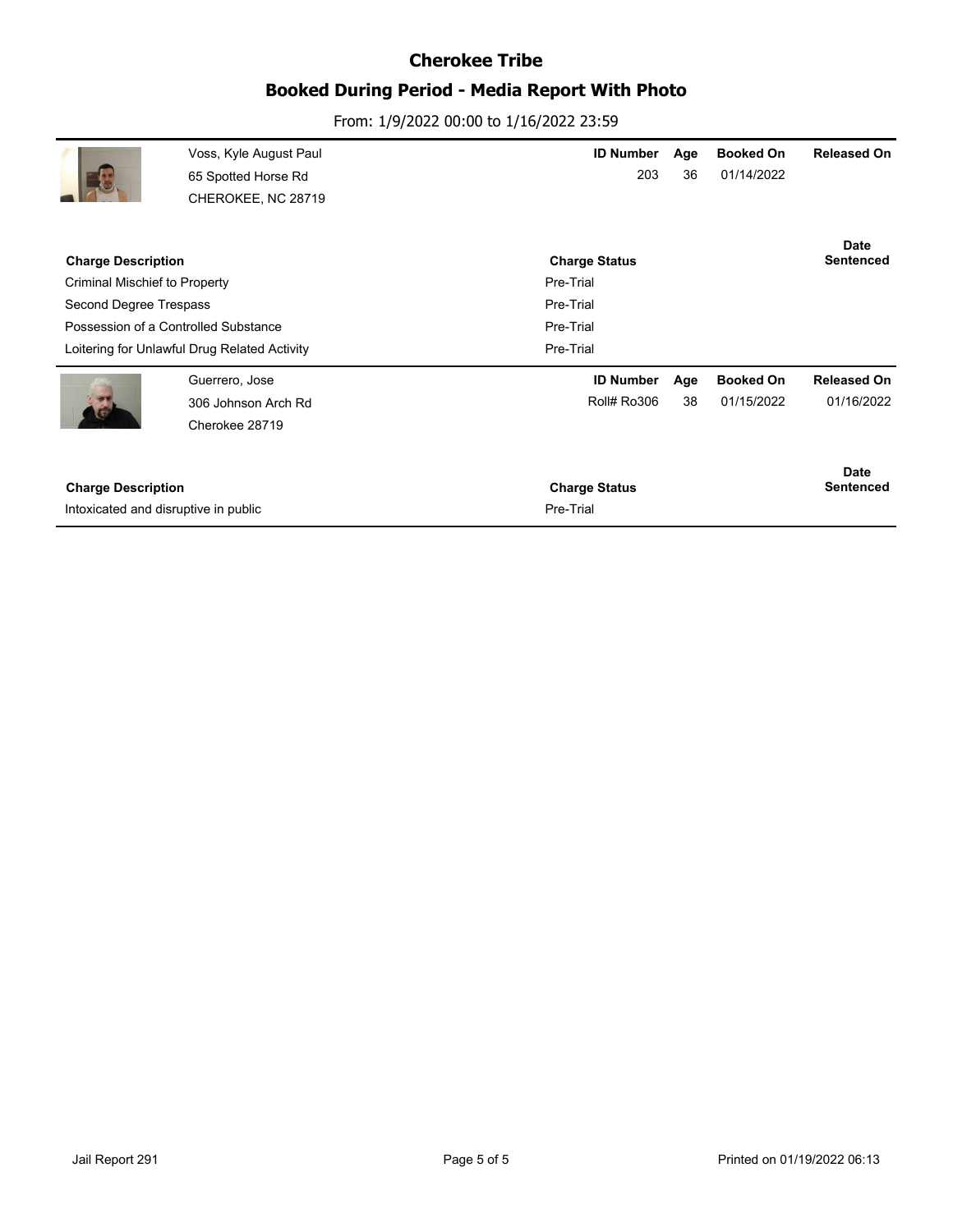# Cherokee Tribe

## Booked During Period - Media Report With Photo

From: 1/9/2022 00:00 to 1/16/2022 23:59

| | ID Number | Age | Booked On | Released On |
|---|---|---|---|---|
| Voss, Kyle August Paul<br>65 Spotted Horse Rd<br>CHEROKEE, NC 28719 | 203 | 36 | 01/14/2022 | |

| Charge Description | Charge Status | Date Sentenced |
|---|---|---|
| Criminal Mischief to Property | Pre-Trial | |
| Second Degree Trespass | Pre-Trial | |
| Possession of a Controlled Substance | Pre-Trial | |
| Loitering for Unlawful Drug Related Activity | Pre-Trial | |

| | ID Number | Age | Booked On | Released On |
|---|---|---|---|---|
| Guerrero, Jose<br>306 Johnson Arch Rd<br>Cherokee 28719 | Roll# Ro306 | 38 | 01/15/2022 | 01/16/2022 |

| Charge Description | Charge Status | Date Sentenced |
|---|---|---|
| Intoxicated and disruptive in public | Pre-Trial | |

Jail Report 291

Printed on 01/19/2022 06:13